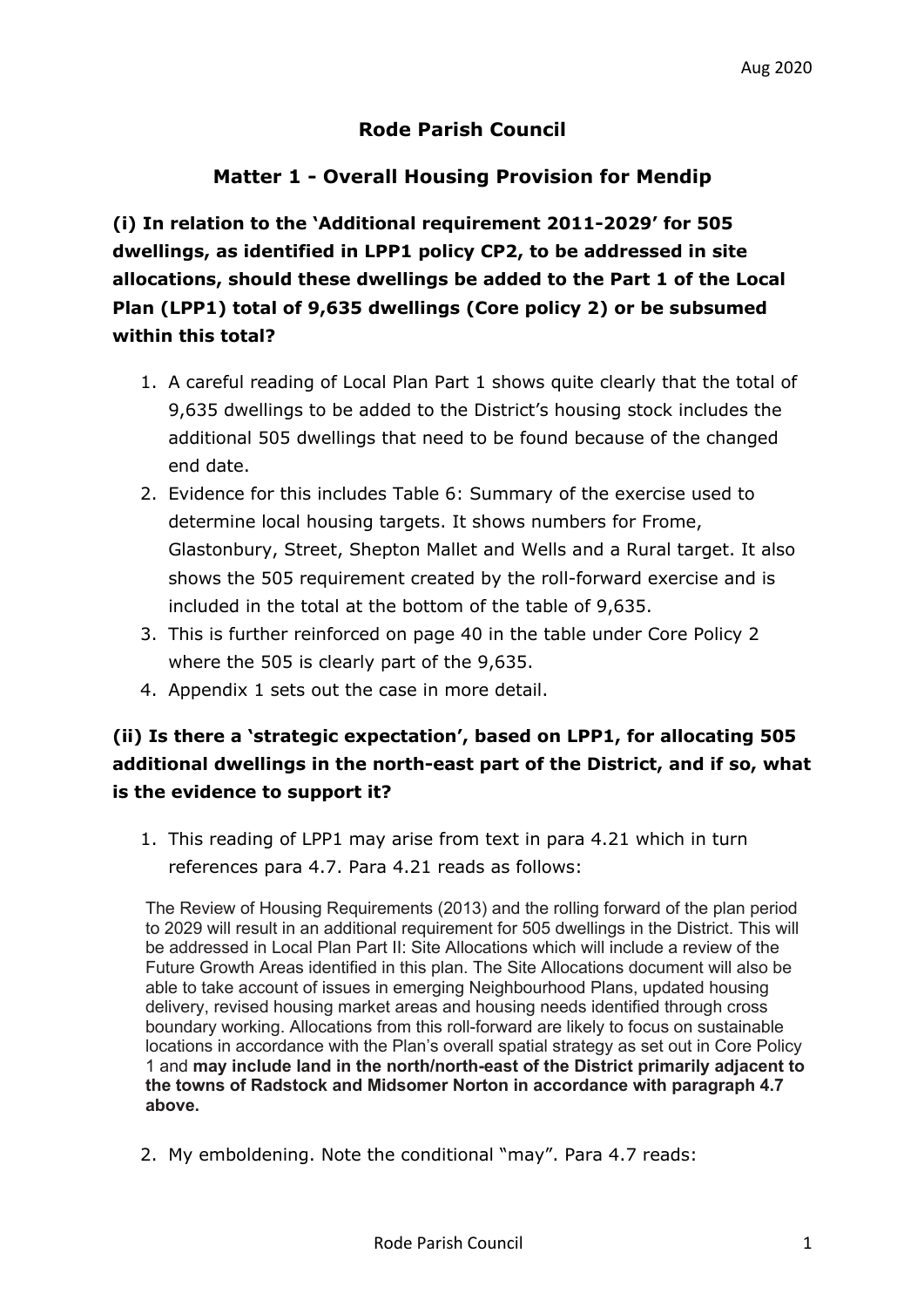Aug 2020

# Rode Parish Council

## Matter 1 - Overall Housing Provision for Mendip

### (i) In relation to the 'Additional requirement 2011-2029' for 505 dwellings, as identified in LPP1 policy CP2, to be addressed in site allocations, should these dwellings be added to the Part 1 of the Local Plan (LPP1) total of 9,635 dwellings (Core policy 2) or be subsumed within this total?

1. A careful reading of Local Plan Part 1 shows quite clearly that the total of 9,635 dwellings to be added to the District's housing stock includes the additional 505 dwellings that need to be found because of the changed end date.
2. Evidence for this includes Table 6: Summary of the exercise used to determine local housing targets. It shows numbers for Frome, Glastonbury, Street, Shepton Mallet and Wells and a Rural target. It also shows the 505 requirement created by the roll-forward exercise and is included in the total at the bottom of the table of 9,635.
3. This is further reinforced on page 40 in the table under Core Policy 2 where the 505 is clearly part of the 9,635.
4. Appendix 1 sets out the case in more detail.

### (ii) Is there a 'strategic expectation', based on LPP1, for allocating 505 additional dwellings in the north-east part of the District, and if so, what is the evidence to support it?

1. This reading of LPP1 may arise from text in para 4.21 which in turn references para 4.7. Para 4.21 reads as follows:

> The Review of Housing Requirements (2013) and the rolling forward of the plan period to 2029 will result in an additional requirement for 505 dwellings in the District. This will be addressed in Local Plan Part II: Site Allocations which will include a review of the Future Growth Areas identified in this plan. The Site Allocations document will also be able to take account of issues in emerging Neighbourhood Plans, updated housing delivery, revised housing market areas and housing needs identified through cross boundary working. Allocations from this roll-forward are likely to focus on sustainable locations in accordance with the Plan's overall spatial strategy as set out in Core Policy 1 and **may include land in the north/north-east of the District primarily adjacent to the towns of Radstock and Midsomer Norton in accordance with paragraph 4.7 above.**

2. My emboldening. Note the conditional "may". Para 4.7 reads: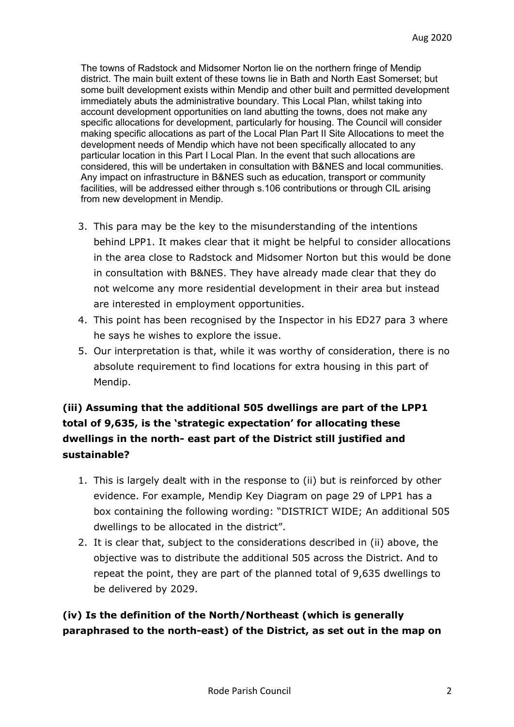The towns of Radstock and Midsomer Norton lie on the northern fringe of Mendip district. The main built extent of these towns lie in Bath and North East Somerset; but some built development exists within Mendip and other built and permitted development immediately abuts the administrative boundary. This Local Plan, whilst taking into account development opportunities on land abutting the towns, does not make any specific allocations for development, particularly for housing. The Council will consider making specific allocations as part of the Local Plan Part II Site Allocations to meet the development needs of Mendip which have not been specifically allocated to any particular location in this Part I Local Plan. In the event that such allocations are considered, this will be undertaken in consultation with B&NES and local communities. Any impact on infrastructure in B&NES such as education, transport or community facilities, will be addressed either through s.106 contributions or through CIL arising from new development in Mendip.

3. This para may be the key to the misunderstanding of the intentions behind LPP1. It makes clear that it might be helpful to consider allocations in the area close to Radstock and Midsomer Norton but this would be done in consultation with B&NES. They have already made clear that they do not welcome any more residential development in their area but instead are interested in employment opportunities.
4. This point has been recognised by the Inspector in his ED27 para 3 where he says he wishes to explore the issue.
5. Our interpretation is that, while it was worthy of consideration, there is no absolute requirement to find locations for extra housing in this part of Mendip.

**(iii) Assuming that the additional 505 dwellings are part of the LPP1 total of 9,635, is the 'strategic expectation' for allocating these dwellings in the north- east part of the District still justified and sustainable?**

1. This is largely dealt with in the response to (ii) but is reinforced by other evidence. For example, Mendip Key Diagram on page 29 of LPP1 has a box containing the following wording: "DISTRICT WIDE; An additional 505 dwellings to be allocated in the district".
2. It is clear that, subject to the considerations described in (ii) above, the objective was to distribute the additional 505 across the District. And to repeat the point, they are part of the planned total of 9,635 dwellings to be delivered by 2029.

**(iv) Is the definition of the North/Northeast (which is generally paraphrased to the north-east) of the District, as set out in the map on**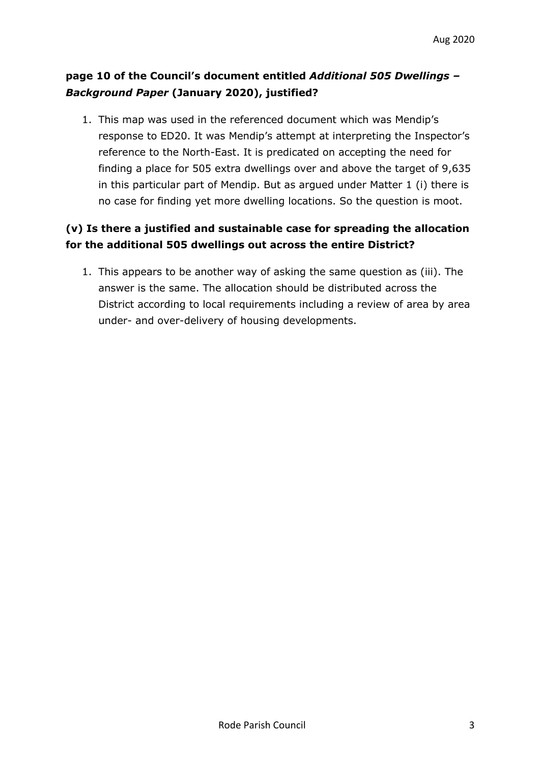**page 10 of the Council's document entitled *Additional 505 Dwellings – Background Paper* (January 2020), justified?**

1. This map was used in the referenced document which was Mendip's response to ED20. It was Mendip's attempt at interpreting the Inspector's reference to the North-East. It is predicated on accepting the need for finding a place for 505 extra dwellings over and above the target of 9,635 in this particular part of Mendip. But as argued under Matter 1 (i) there is no case for finding yet more dwelling locations. So the question is moot.

**(v) Is there a justified and sustainable case for spreading the allocation for the additional 505 dwellings out across the entire District?**

1. This appears to be another way of asking the same question as (iii). The answer is the same. The allocation should be distributed across the District according to local requirements including a review of area by area under- and over-delivery of housing developments.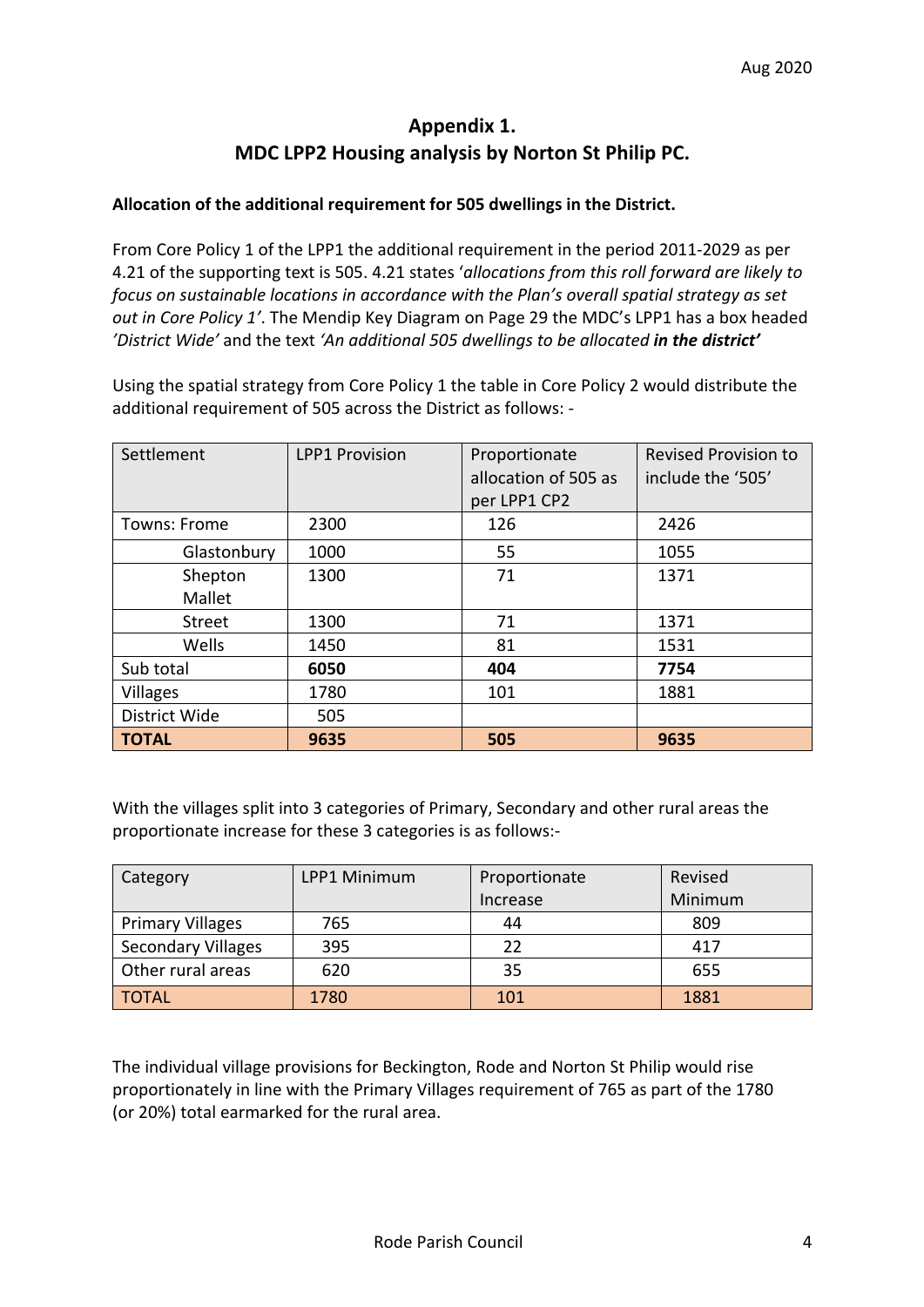Aug 2020

## Appendix 1.
## MDC LPP2 Housing analysis by Norton St Philip PC.

**Allocation of the additional requirement for 505 dwellings in the District.**

From Core Policy 1 of the LPP1 the additional requirement in the period 2011-2029 as per 4.21 of the supporting text is 505. 4.21 states '*allocations from this roll forward are likely to focus on sustainable locations in accordance with the Plan's overall spatial strategy as set out in Core Policy 1'*. The Mendip Key Diagram on Page 29 the MDC's LPP1 has a box headed *'District Wide'* and the text *'An additional 505 dwellings to be allocated **in the district'***

Using the spatial strategy from Core Policy 1 the table in Core Policy 2 would distribute the additional requirement of 505 across the District as follows: -

| Settlement | LPP1 Provision | Proportionate allocation of 505 as per LPP1 CP2 | Revised Provision to include the '505' |
|---|---|---|---|
| Towns: Frome | 2300 | 126 | 2426 |
| Glastonbury | 1000 | 55 | 1055 |
| Shepton Mallet | 1300 | 71 | 1371 |
| Street | 1300 | 71 | 1371 |
| Wells | 1450 | 81 | 1531 |
| Sub total | **6050** | **404** | **7754** |
| Villages | 1780 | 101 | 1881 |
| District Wide | 505 | | |
| **TOTAL** | **9635** | **505** | **9635** |

With the villages split into 3 categories of Primary, Secondary and other rural areas the proportionate increase for these 3 categories is as follows:-

| Category | LPP1 Minimum | Proportionate Increase | Revised Minimum |
|---|---|---|---|
| Primary Villages | 765 | 44 | 809 |
| Secondary Villages | 395 | 22 | 417 |
| Other rural areas | 620 | 35 | 655 |
| TOTAL | 1780 | 101 | 1881 |

The individual village provisions for Beckington, Rode and Norton St Philip would rise proportionately in line with the Primary Villages requirement of 765 as part of the 1780 (or 20%) total earmarked for the rural area.

Rode Parish Council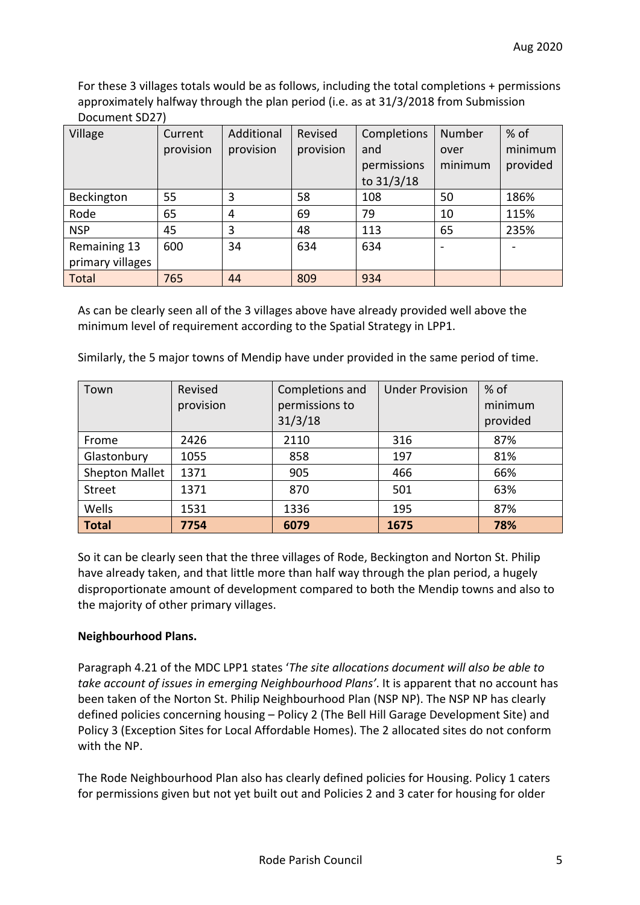For these 3 villages totals would be as follows, including the total completions + permissions approximately halfway through the plan period (i.e. as at 31/3/2018 from Submission Document SD27)

| Village | Current provision | Additional provision | Revised provision | Completions and permissions to 31/3/18 | Number over minimum | % of minimum provided |
|---|---|---|---|---|---|---|
| Beckington | 55 | 3 | 58 | 108 | 50 | 186% |
| Rode | 65 | 4 | 69 | 79 | 10 | 115% |
| NSP | 45 | 3 | 48 | 113 | 65 | 235% |
| Remaining 13 primary villages | 600 | 34 | 634 | 634 | - | - |
| Total | 765 | 44 | 809 | 934 | | |

As can be clearly seen all of the 3 villages above have already provided well above the minimum level of requirement according to the Spatial Strategy in LPP1.

Similarly, the 5 major towns of Mendip have under provided in the same period of time.

| Town | Revised provision | Completions and permissions to 31/3/18 | Under Provision | % of minimum provided |
|---|---|---|---|---|
| Frome | 2426 | 2110 | 316 | 87% |
| Glastonbury | 1055 | 858 | 197 | 81% |
| Shepton Mallet | 1371 | 905 | 466 | 66% |
| Street | 1371 | 870 | 501 | 63% |
| Wells | 1531 | 1336 | 195 | 87% |
| **Total** | **7754** | **6079** | **1675** | **78%** |

So it can be clearly seen that the three villages of Rode, Beckington and Norton St. Philip have already taken, and that little more than half way through the plan period, a hugely disproportionate amount of development compared to both the Mendip towns and also to the majority of other primary villages.

**Neighbourhood Plans.**

Paragraph 4.21 of the MDC LPP1 states '*The site allocations document will also be able to take account of issues in emerging Neighbourhood Plans*'. It is apparent that no account has been taken of the Norton St. Philip Neighbourhood Plan (NSP NP). The NSP NP has clearly defined policies concerning housing – Policy 2 (The Bell Hill Garage Development Site) and Policy 3 (Exception Sites for Local Affordable Homes). The 2 allocated sites do not conform with the NP.

The Rode Neighbourhood Plan also has clearly defined policies for Housing. Policy 1 caters for permissions given but not yet built out and Policies 2 and 3 cater for housing for older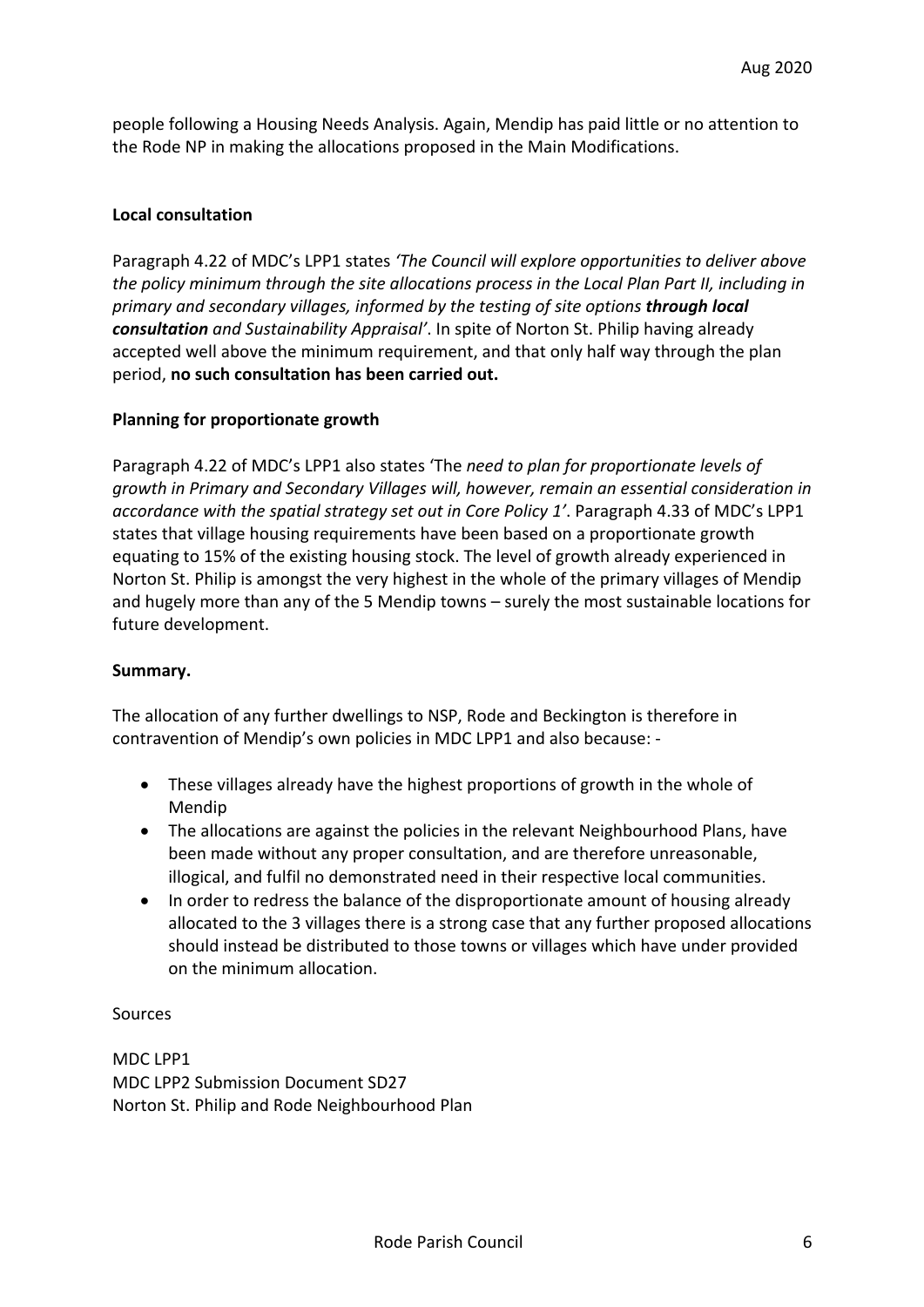people following a Housing Needs Analysis. Again, Mendip has paid little or no attention to the Rode NP in making the allocations proposed in the Main Modifications.

**Local consultation**

Paragraph 4.22 of MDC's LPP1 states *'The Council will explore opportunities to deliver above the policy minimum through the site allocations process in the Local Plan Part II, including in primary and secondary villages, informed by the testing of site options* ***through local consultation*** *and Sustainability Appraisal'*. In spite of Norton St. Philip having already accepted well above the minimum requirement, and that only half way through the plan period, **no such consultation has been carried out.**

**Planning for proportionate growth**

Paragraph 4.22 of MDC's LPP1 also states 'The *need to plan for proportionate levels of growth in Primary and Secondary Villages will, however, remain an essential consideration in accordance with the spatial strategy set out in Core Policy 1'*. Paragraph 4.33 of MDC's LPP1 states that village housing requirements have been based on a proportionate growth equating to 15% of the existing housing stock. The level of growth already experienced in Norton St. Philip is amongst the very highest in the whole of the primary villages of Mendip and hugely more than any of the 5 Mendip towns – surely the most sustainable locations for future development.

**Summary.**

The allocation of any further dwellings to NSP, Rode and Beckington is therefore in contravention of Mendip's own policies in MDC LPP1 and also because: -

- These villages already have the highest proportions of growth in the whole of Mendip
- The allocations are against the policies in the relevant Neighbourhood Plans, have been made without any proper consultation, and are therefore unreasonable, illogical, and fulfil no demonstrated need in their respective local communities.
- In order to redress the balance of the disproportionate amount of housing already allocated to the 3 villages there is a strong case that any further proposed allocations should instead be distributed to those towns or villages which have under provided on the minimum allocation.

Sources

MDC LPP1
MDC LPP2 Submission Document SD27
Norton St. Philip and Rode Neighbourhood Plan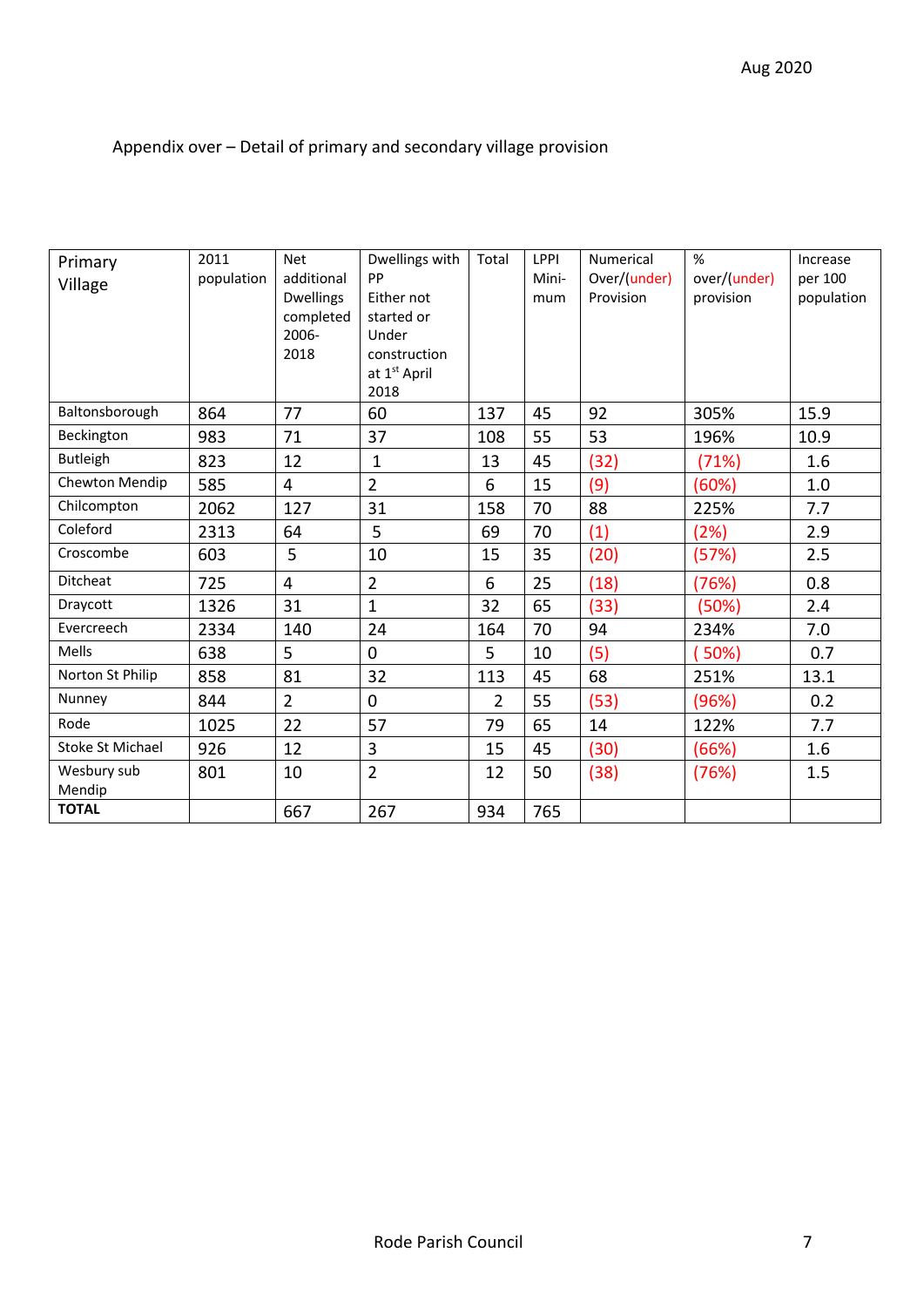Aug 2020

Appendix over – Detail of primary and secondary village provision

| Primary Village | 2011 population | Net additional Dwellings completed 2006-2018 | Dwellings with PP Either not started or Under construction at 1st April 2018 | Total | LPPI Mini-mum | Numerical Over/(under) Provision | % over/(under) provision | Increase per 100 population |
|---|---|---|---|---|---|---|---|---|
| Baltonsborough | 864 | 77 | 60 | 137 | 45 | 92 | 305% | 15.9 |
| Beckington | 983 | 71 | 37 | 108 | 55 | 53 | 196% | 10.9 |
| Butleigh | 823 | 12 | 1 | 13 | 45 | (32) | (71%) | 1.6 |
| Chewton Mendip | 585 | 4 | 2 | 6 | 15 | (9) | (60%) | 1.0 |
| Chilcompton | 2062 | 127 | 31 | 158 | 70 | 88 | 225% | 7.7 |
| Coleford | 2313 | 64 | 5 | 69 | 70 | (1) | (2%) | 2.9 |
| Croscombe | 603 | 5 | 10 | 15 | 35 | (20) | (57%) | 2.5 |
| Ditcheat | 725 | 4 | 2 | 6 | 25 | (18) | (76%) | 0.8 |
| Draycott | 1326 | 31 | 1 | 32 | 65 | (33) | (50%) | 2.4 |
| Evercreech | 2334 | 140 | 24 | 164 | 70 | 94 | 234% | 7.0 |
| Mells | 638 | 5 | 0 | 5 | 10 | (5) | ( 50%) | 0.7 |
| Norton St Philip | 858 | 81 | 32 | 113 | 45 | 68 | 251% | 13.1 |
| Nunney | 844 | 2 | 0 | 2 | 55 | (53) | (96%) | 0.2 |
| Rode | 1025 | 22 | 57 | 79 | 65 | 14 | 122% | 7.7 |
| Stoke St Michael | 926 | 12 | 3 | 15 | 45 | (30) | (66%) | 1.6 |
| Wesbury sub Mendip | 801 | 10 | 2 | 12 | 50 | (38) | (76%) | 1.5 |
| **TOTAL** | | 667 | 267 | 934 | 765 | | | |

Rode Parish Council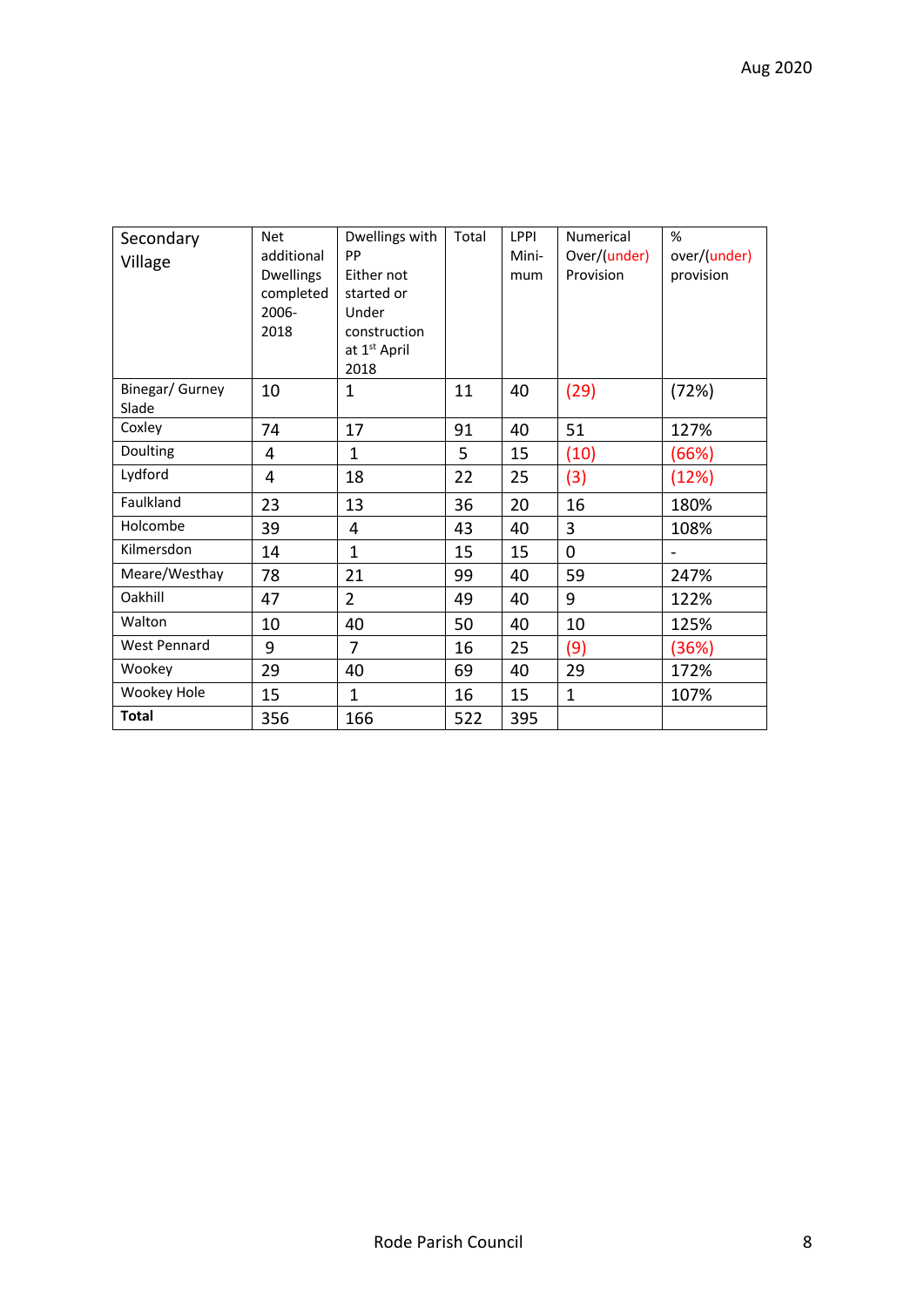| Secondary Village | Net additional Dwellings completed 2006-2018 | Dwellings with PP Either not started or Under construction at 1st April 2018 | Total | LPPI Mini-mum | Numerical Over/(under) Provision | % over/(under) provision |
|---|---|---|---|---|---|---|
| Binegar/ Gurney Slade | 10 | 1 | 11 | 40 | (29) | (72%) |
| Coxley | 74 | 17 | 91 | 40 | 51 | 127% |
| Doulting | 4 | 1 | 5 | 15 | (10) | (66%) |
| Lydford | 4 | 18 | 22 | 25 | (3) | (12%) |
| Faulkland | 23 | 13 | 36 | 20 | 16 | 180% |
| Holcombe | 39 | 4 | 43 | 40 | 3 | 108% |
| Kilmersdon | 14 | 1 | 15 | 15 | 0 | - |
| Meare/Westhay | 78 | 21 | 99 | 40 | 59 | 247% |
| Oakhill | 47 | 2 | 49 | 40 | 9 | 122% |
| Walton | 10 | 40 | 50 | 40 | 10 | 125% |
| West Pennard | 9 | 7 | 16 | 25 | (9) | (36%) |
| Wookey | 29 | 40 | 69 | 40 | 29 | 172% |
| Wookey Hole | 15 | 1 | 16 | 15 | 1 | 107% |
| **Total** | 356 | 166 | 522 | 395 | | |